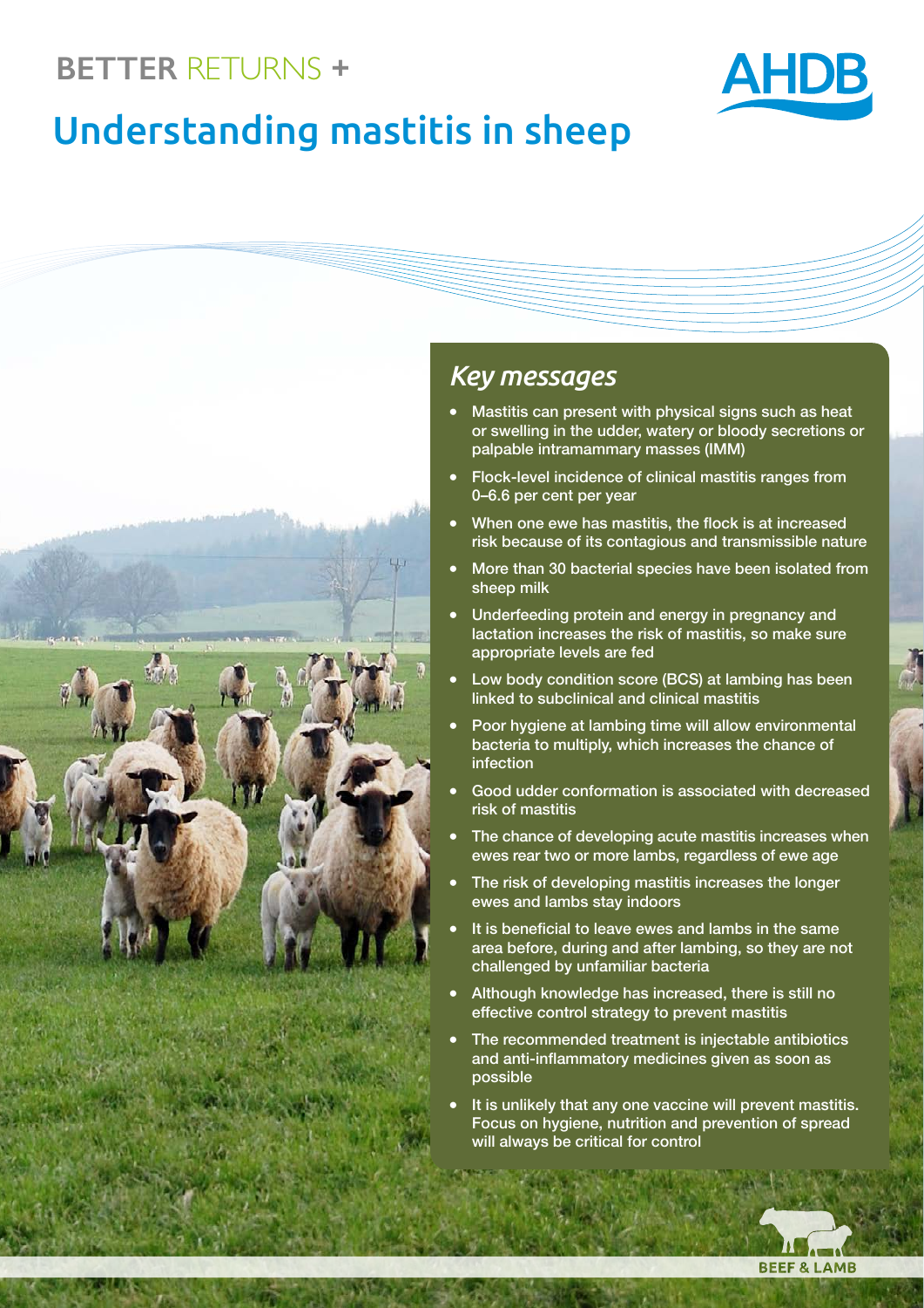BETTER RETURNS +

# Understanding mastitis in sheep

## *Key messages*

- Mastitis can present with physical signs such as heat or swelling in the udder, watery or bloody secretions or palpable intramammary masses (IMM)
- Flock-level incidence of clinical mastitis ranges from 0–6.6 per cent per year
- When one ewe has mastitis, the flock is at increased risk because of its contagious and transmissible nature
- More than 30 bacterial species have been isolated from sheep milk
- Underfeeding protein and energy in pregnancy and lactation increases the risk of mastitis, so make sure appropriate levels are fed
- Low body condition score (BCS) at lambing has been linked to subclinical and clinical mastitis
- Poor hygiene at lambing time will allow environmental bacteria to multiply, which increases the chance of infection
- Good udder conformation is associated with decreased risk of mastitis
- The chance of developing acute mastitis increases when ewes rear two or more lambs, regardless of ewe age
- The risk of developing mastitis increases the longer ewes and lambs stay indoors
- It is beneficial to leave ewes and lambs in the same area before, during and after lambing, so they are not challenged by unfamiliar bacteria
- Although knowledge has increased, there is still no effective control strategy to prevent mastitis
- The recommended treatment is injectable antibiotics and anti-inflammatory medicines given as soon as possible
- It is unlikely that any one vaccine will prevent mastitis. Focus on hygiene, nutrition and prevention of spread will always be critical for control

BEEF & LAMB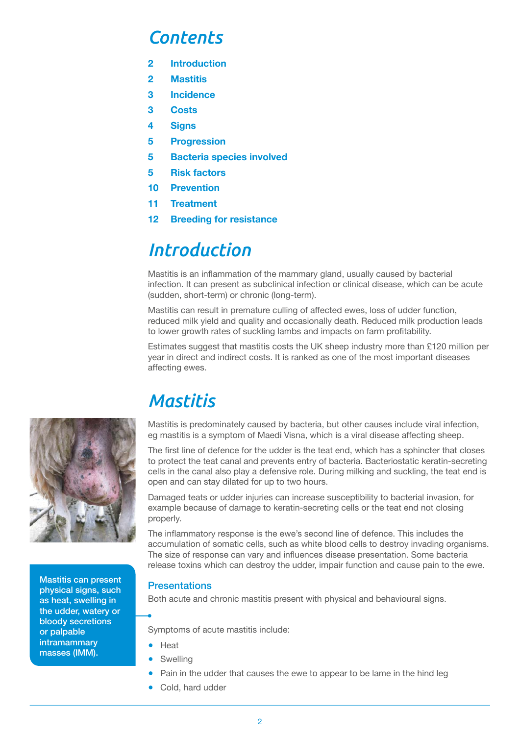# Contents

| | |
|---|---|
| 2 | Introduction |
| 2 | Mastitis |
| 3 | Incidence |
| 3 | Costs |
| 4 | Signs |
| 5 | Progression |
| 5 | Bacteria species involved |
| 5 | Risk factors |
| 10 | Prevention |
| 11 | Treatment |
| 12 | Breeding for resistance |

# Introduction

Mastitis is an inflammation of the mammary gland, usually caused by bacterial infection. It can present as subclinical infection or clinical disease, which can be acute (sudden, short-term) or chronic (long-term).

Mastitis can result in premature culling of affected ewes, loss of udder function, reduced milk yield and quality and occasionally death. Reduced milk production leads to lower growth rates of suckling lambs and impacts on farm profitability.

Estimates suggest that mastitis costs the UK sheep industry more than £120 million per year in direct and indirect costs. It is ranked as one of the most important diseases affecting ewes.

# Mastitis

Mastitis is predominately caused by bacteria, but other causes include viral infection, eg mastitis is a symptom of Maedi Visna, which is a viral disease affecting sheep.

The first line of defence for the udder is the teat end, which has a sphincter that closes to protect the teat canal and prevents entry of bacteria. Bacteriostatic keratin-secreting cells in the canal also play a defensive role. During milking and suckling, the teat end is open and can stay dilated for up to two hours.

Damaged teats or udder injuries can increase susceptibility to bacterial invasion, for example because of damage to keratin-secreting cells or the teat end not closing properly.

The inflammatory response is the ewe's second line of defence. This includes the accumulation of somatic cells, such as white blood cells to destroy invading organisms. The size of response can vary and influences disease presentation. Some bacteria release toxins which can destroy the udder, impair function and cause pain to the ewe.

**Mastitis can present physical signs, such as heat, swelling in the udder, watery or bloody secretions or palpable intramammary masses (IMM).**

## Presentations

Both acute and chronic mastitis present with physical and behavioural signs.

Symptoms of acute mastitis include:

- Heat
- Swelling
- Pain in the udder that causes the ewe to appear to be lame in the hind leg
- Cold, hard udder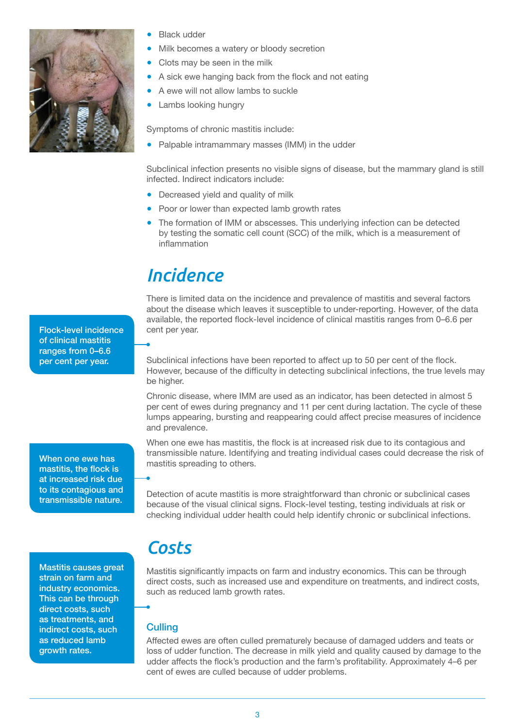- Black udder
- Milk becomes a watery or bloody secretion
- Clots may be seen in the milk
- A sick ewe hanging back from the flock and not eating
- A ewe will not allow lambs to suckle
- Lambs looking hungry

Symptoms of chronic mastitis include:

- Palpable intramammary masses (IMM) in the udder

Subclinical infection presents no visible signs of disease, but the mammary gland is still infected. Indirect indicators include:

- Decreased yield and quality of milk
- Poor or lower than expected lamb growth rates
- The formation of IMM or abscesses. This underlying infection can be detected by testing the somatic cell count (SCC) of the milk, which is a measurement of inflammation

## Incidence

There is limited data on the incidence and prevalence of mastitis and several factors about the disease which leaves it susceptible to under-reporting. However, of the data available, the reported flock-level incidence of clinical mastitis ranges from 0–6.6 per cent per year.

**Flock-level incidence of clinical mastitis ranges from 0–6.6 per cent per year.**

Subclinical infections have been reported to affect up to 50 per cent of the flock. However, because of the difficulty in detecting subclinical infections, the true levels may be higher.

Chronic disease, where IMM are used as an indicator, has been detected in almost 5 per cent of ewes during pregnancy and 11 per cent during lactation. The cycle of these lumps appearing, bursting and reappearing could affect precise measures of incidence and prevalence.

When one ewe has mastitis, the flock is at increased risk due to its contagious and transmissible nature. Identifying and treating individual cases could decrease the risk of mastitis spreading to others.

**When one ewe has mastitis, the flock is at increased risk due to its contagious and transmissible nature.**

Detection of acute mastitis is more straightforward than chronic or subclinical cases because of the visual clinical signs. Flock-level testing, testing individuals at risk or checking individual udder health could help identify chronic or subclinical infections.

## Costs

Mastitis significantly impacts on farm and industry economics. This can be through direct costs, such as increased use and expenditure on treatments, and indirect costs, such as reduced lamb growth rates.

**Mastitis causes great strain on farm and industry economics. This can be through direct costs, such as treatments, and indirect costs, such as reduced lamb growth rates.**

### Culling

Affected ewes are often culled prematurely because of damaged udders and teats or loss of udder function. The decrease in milk yield and quality caused by damage to the udder affects the flock's production and the farm's profitability. Approximately 4–6 per cent of ewes are culled because of udder problems.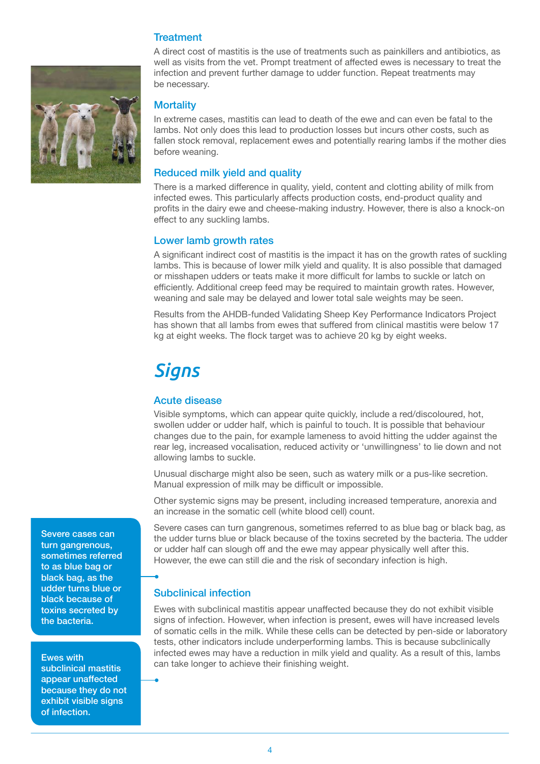### Treatment

A direct cost of mastitis is the use of treatments such as painkillers and antibiotics, as well as visits from the vet. Prompt treatment of affected ewes is necessary to treat the infection and prevent further damage to udder function. Repeat treatments may be necessary.

### Mortality

In extreme cases, mastitis can lead to death of the ewe and can even be fatal to the lambs. Not only does this lead to production losses but incurs other costs, such as fallen stock removal, replacement ewes and potentially rearing lambs if the mother dies before weaning.

### Reduced milk yield and quality

There is a marked difference in quality, yield, content and clotting ability of milk from infected ewes. This particularly affects production costs, end-product quality and profits in the dairy ewe and cheese-making industry. However, there is also a knock-on effect to any suckling lambs.

### Lower lamb growth rates

A significant indirect cost of mastitis is the impact it has on the growth rates of suckling lambs. This is because of lower milk yield and quality. It is also possible that damaged or misshapen udders or teats make it more difficult for lambs to suckle or latch on efficiently. Additional creep feed may be required to maintain growth rates. However, weaning and sale may be delayed and lower total sale weights may be seen.

Results from the AHDB-funded Validating Sheep Key Performance Indicators Project has shown that all lambs from ewes that suffered from clinical mastitis were below 17 kg at eight weeks. The flock target was to achieve 20 kg by eight weeks.

## *Signs*

### Acute disease

Visible symptoms, which can appear quite quickly, include a red/discoloured, hot, swollen udder or udder half, which is painful to touch. It is possible that behaviour changes due to the pain, for example lameness to avoid hitting the udder against the rear leg, increased vocalisation, reduced activity or 'unwillingness' to lie down and not allowing lambs to suckle.

Unusual discharge might also be seen, such as watery milk or a pus-like secretion. Manual expression of milk may be difficult or impossible.

Other systemic signs may be present, including increased temperature, anorexia and an increase in the somatic cell (white blood cell) count.

Severe cases can turn gangrenous, sometimes referred to as blue bag or black bag, as the udder turns blue or black because of the toxins secreted by the bacteria. The udder or udder half can slough off and the ewe may appear physically well after this. However, the ewe can still die and the risk of secondary infection is high.

> Severe cases can turn gangrenous, sometimes referred to as blue bag or black bag, as the udder turns blue or black because of toxins secreted by the bacteria.

### Subclinical infection

Ewes with subclinical mastitis appear unaffected because they do not exhibit visible signs of infection. However, when infection is present, ewes will have increased levels of somatic cells in the milk. While these cells can be detected by pen-side or laboratory tests, other indicators include underperforming lambs. This is because subclinically infected ewes may have a reduction in milk yield and quality. As a result of this, lambs can take longer to achieve their finishing weight.

> Ewes with subclinical mastitis appear unaffected because they do not exhibit visible signs of infection.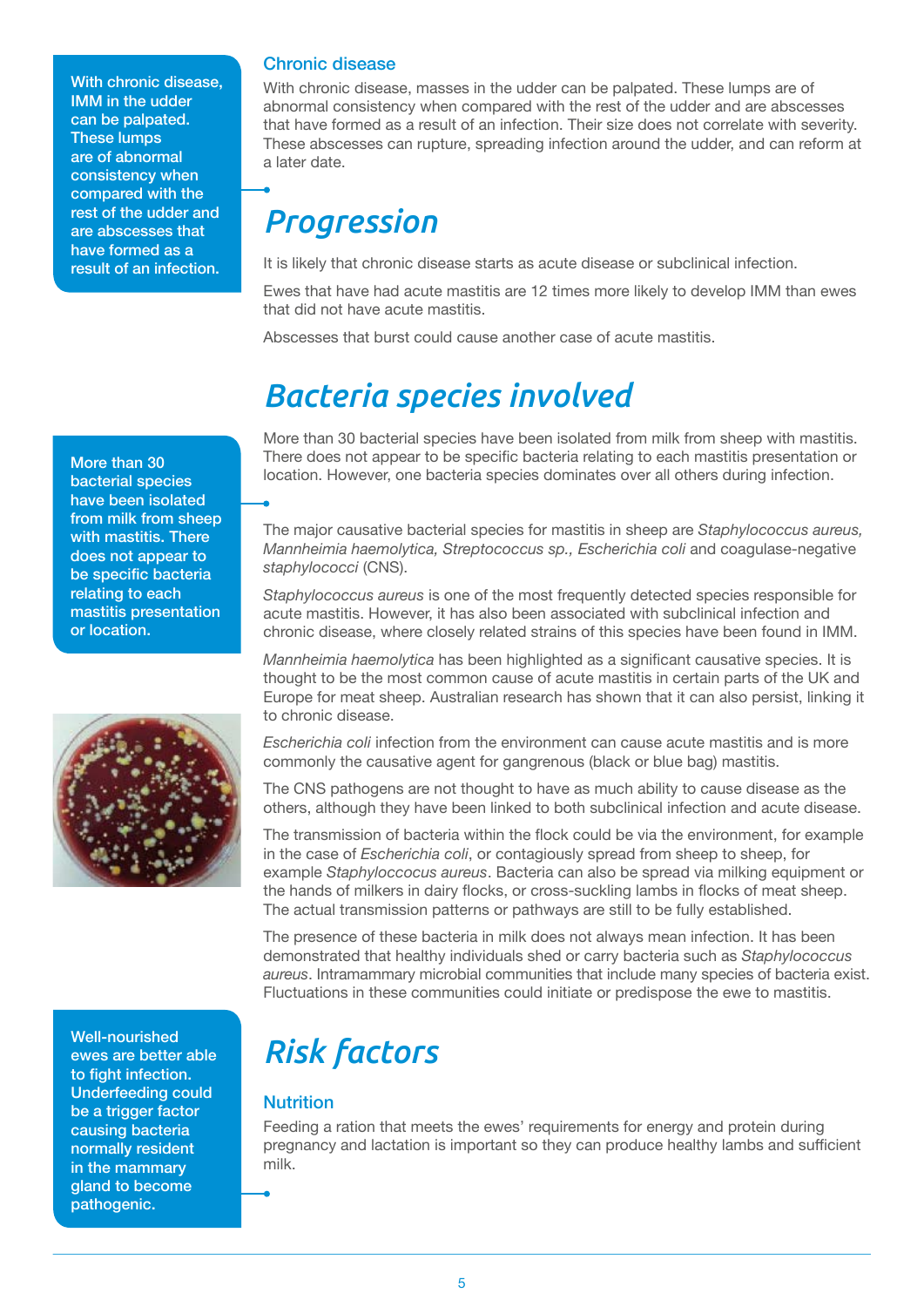> With chronic disease, IMM in the udder can be palpated. These lumps are of abnormal consistency when compared with the rest of the udder and are abscesses that have formed as a result of an infection.

### Chronic disease

With chronic disease, masses in the udder can be palpated. These lumps are of abnormal consistency when compared with the rest of the udder and are abscesses that have formed as a result of an infection. Their size does not correlate with severity. These abscesses can rupture, spreading infection around the udder, and can reform at a later date.

## Progression

It is likely that chronic disease starts as acute disease or subclinical infection.

Ewes that have had acute mastitis are 12 times more likely to develop IMM than ewes that did not have acute mastitis.

Abscesses that burst could cause another case of acute mastitis.

## Bacteria species involved

> More than 30 bacterial species have been isolated from milk from sheep with mastitis. There does not appear to be specific bacteria relating to each mastitis presentation or location.

More than 30 bacterial species have been isolated from milk from sheep with mastitis. There does not appear to be specific bacteria relating to each mastitis presentation or location. However, one bacteria species dominates over all others during infection.

The major causative bacterial species for mastitis in sheep are *Staphylococcus aureus, Mannheimia haemolytica, Streptococcus sp., Escherichia coli* and coagulase-negative *staphylococci* (CNS).

*Staphylococcus aureus* is one of the most frequently detected species responsible for acute mastitis. However, it has also been associated with subclinical infection and chronic disease, where closely related strains of this species have been found in IMM.

*Mannheimia haemolytica* has been highlighted as a significant causative species. It is thought to be the most common cause of acute mastitis in certain parts of the UK and Europe for meat sheep. Australian research has shown that it can also persist, linking it to chronic disease.

*Escherichia coli* infection from the environment can cause acute mastitis and is more commonly the causative agent for gangrenous (black or blue bag) mastitis.

The CNS pathogens are not thought to have as much ability to cause disease as the others, although they have been linked to both subclinical infection and acute disease.

The transmission of bacteria within the flock could be via the environment, for example in the case of *Escherichia coli*, or contagiously spread from sheep to sheep, for example *Staphyloccocus aureus*. Bacteria can also be spread via milking equipment or the hands of milkers in dairy flocks, or cross-suckling lambs in flocks of meat sheep. The actual transmission patterns or pathways are still to be fully established.

The presence of these bacteria in milk does not always mean infection. It has been demonstrated that healthy individuals shed or carry bacteria such as *Staphylococcus aureus*. Intramammary microbial communities that include many species of bacteria exist. Fluctuations in these communities could initiate or predispose the ewe to mastitis.

## Risk factors

> Well-nourished ewes are better able to fight infection. Underfeeding could be a trigger factor causing bacteria normally resident in the mammary gland to become pathogenic.

### Nutrition

Feeding a ration that meets the ewes' requirements for energy and protein during pregnancy and lactation is important so they can produce healthy lambs and sufficient milk.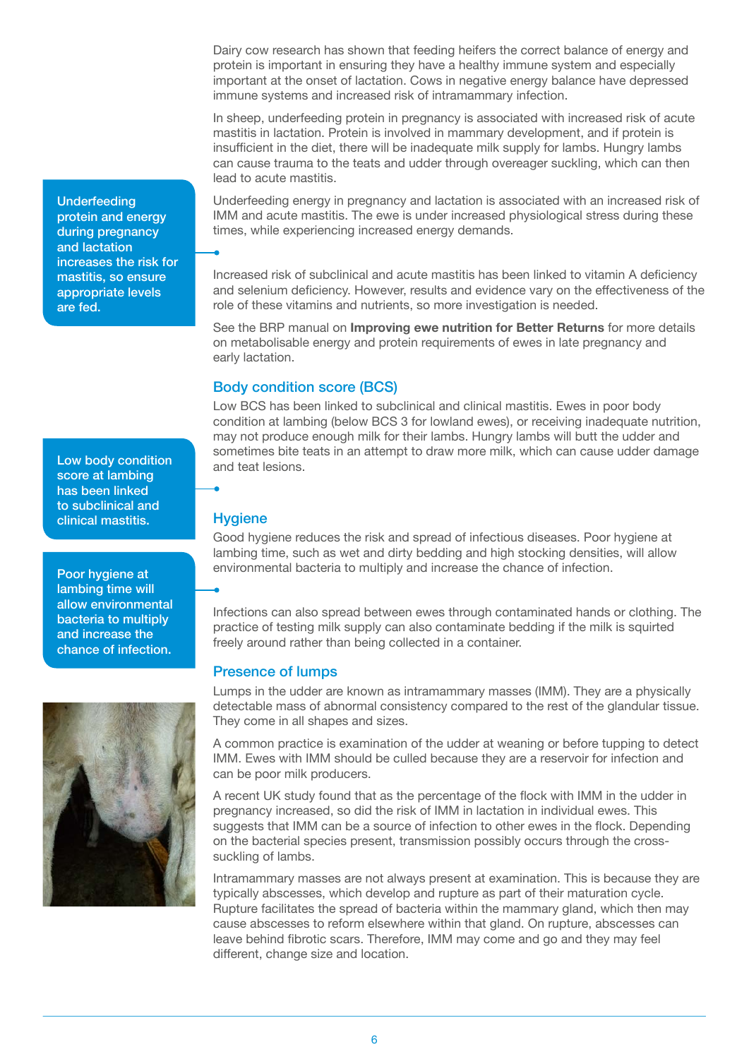Dairy cow research has shown that feeding heifers the correct balance of energy and protein is important in ensuring they have a healthy immune system and especially important at the onset of lactation. Cows in negative energy balance have depressed immune systems and increased risk of intramammary infection.

In sheep, underfeeding protein in pregnancy is associated with increased risk of acute mastitis in lactation. Protein is involved in mammary development, and if protein is insufficient in the diet, there will be inadequate milk supply for lambs. Hungry lambs can cause trauma to the teats and udder through overeager suckling, which can then lead to acute mastitis.

Underfeeding energy in pregnancy and lactation is associated with an increased risk of IMM and acute mastitis. The ewe is under increased physiological stress during these times, while experiencing increased energy demands.

> Underfeeding protein and energy during pregnancy and lactation increases the risk for mastitis, so ensure appropriate levels are fed.

Increased risk of subclinical and acute mastitis has been linked to vitamin A deficiency and selenium deficiency. However, results and evidence vary on the effectiveness of the role of these vitamins and nutrients, so more investigation is needed.

See the BRP manual on **Improving ewe nutrition for Better Returns** for more details on metabolisable energy and protein requirements of ewes in late pregnancy and early lactation.

## Body condition score (BCS)

Low BCS has been linked to subclinical and clinical mastitis. Ewes in poor body condition at lambing (below BCS 3 for lowland ewes), or receiving inadequate nutrition, may not produce enough milk for their lambs. Hungry lambs will butt the udder and sometimes bite teats in an attempt to draw more milk, which can cause udder damage and teat lesions.

> Low body condition score at lambing has been linked to subclinical and clinical mastitis.

## Hygiene

Good hygiene reduces the risk and spread of infectious diseases. Poor hygiene at lambing time, such as wet and dirty bedding and high stocking densities, will allow environmental bacteria to multiply and increase the chance of infection.

> Poor hygiene at lambing time will allow environmental bacteria to multiply and increase the chance of infection.

Infections can also spread between ewes through contaminated hands or clothing. The practice of testing milk supply can also contaminate bedding if the milk is squirted freely around rather than being collected in a container.

## Presence of lumps

Lumps in the udder are known as intramammary masses (IMM). They are a physically detectable mass of abnormal consistency compared to the rest of the glandular tissue. They come in all shapes and sizes.

A common practice is examination of the udder at weaning or before tupping to detect IMM. Ewes with IMM should be culled because they are a reservoir for infection and can be poor milk producers.

A recent UK study found that as the percentage of the flock with IMM in the udder in pregnancy increased, so did the risk of IMM in lactation in individual ewes. This suggests that IMM can be a source of infection to other ewes in the flock. Depending on the bacterial species present, transmission possibly occurs through the cross-suckling of lambs.

Intramammary masses are not always present at examination. This is because they are typically abscesses, which develop and rupture as part of their maturation cycle. Rupture facilitates the spread of bacteria within the mammary gland, which then may cause abscesses to reform elsewhere within that gland. On rupture, abscesses can leave behind fibrotic scars. Therefore, IMM may come and go and they may feel different, change size and location.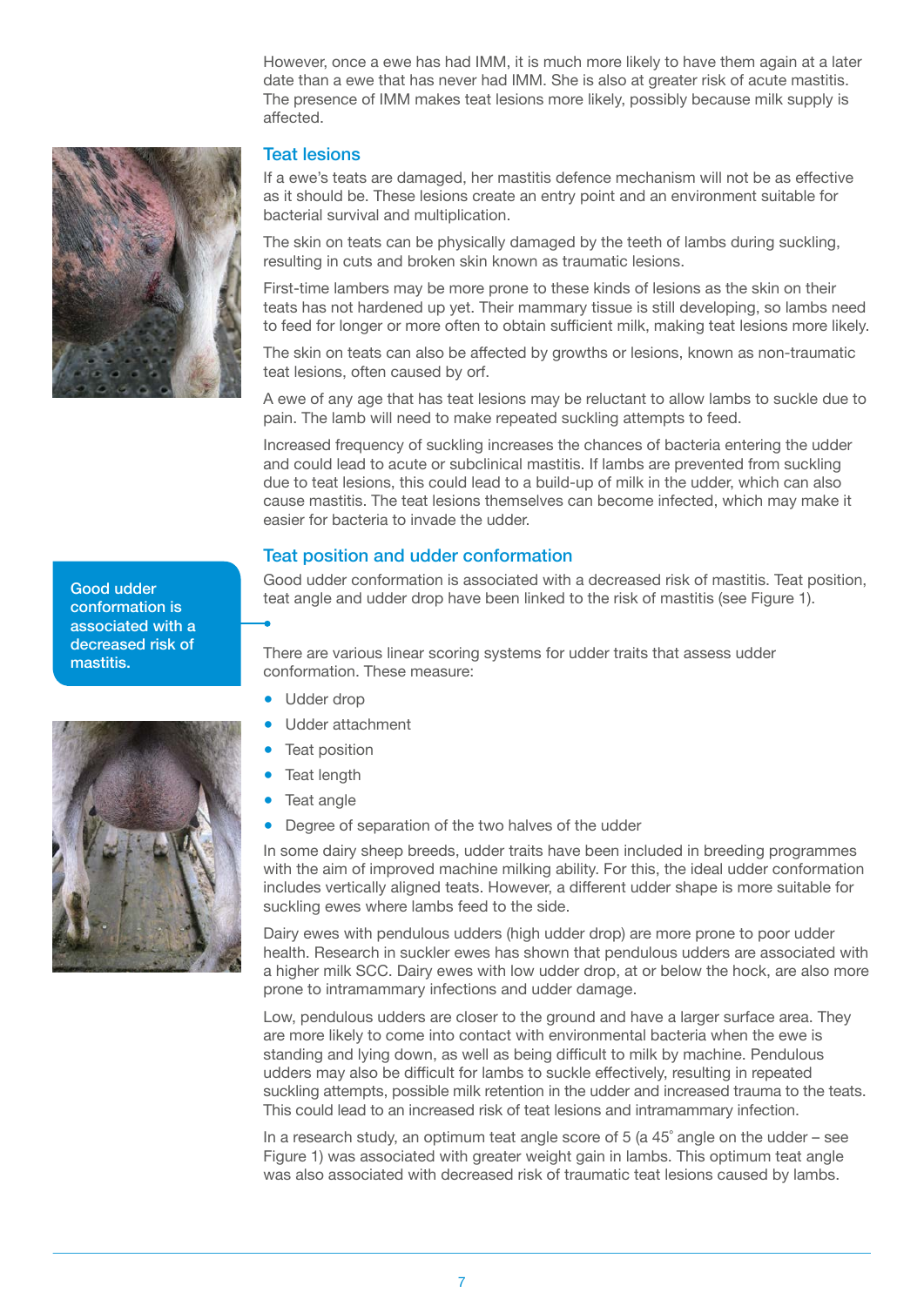However, once a ewe has had IMM, it is much more likely to have them again at a later date than a ewe that has never had IMM. She is also at greater risk of acute mastitis. The presence of IMM makes teat lesions more likely, possibly because milk supply is affected.

## Teat lesions

If a ewe's teats are damaged, her mastitis defence mechanism will not be as effective as it should be. These lesions create an entry point and an environment suitable for bacterial survival and multiplication.

The skin on teats can be physically damaged by the teeth of lambs during suckling, resulting in cuts and broken skin known as traumatic lesions.

First-time lambers may be more prone to these kinds of lesions as the skin on their teats has not hardened up yet. Their mammary tissue is still developing, so lambs need to feed for longer or more often to obtain sufficient milk, making teat lesions more likely.

The skin on teats can also be affected by growths or lesions, known as non-traumatic teat lesions, often caused by orf.

A ewe of any age that has teat lesions may be reluctant to allow lambs to suckle due to pain. The lamb will need to make repeated suckling attempts to feed.

Increased frequency of suckling increases the chances of bacteria entering the udder and could lead to acute or subclinical mastitis. If lambs are prevented from suckling due to teat lesions, this could lead to a build-up of milk in the udder, which can also cause mastitis. The teat lesions themselves can become infected, which may make it easier for bacteria to invade the udder.

## Teat position and udder conformation

Good udder conformation is associated with a decreased risk of mastitis. Teat position, teat angle and udder drop have been linked to the risk of mastitis (see Figure 1).

**Good udder conformation is associated with a decreased risk of mastitis.**

There are various linear scoring systems for udder traits that assess udder conformation. These measure:

- Udder drop
- Udder attachment
- Teat position
- Teat length
- Teat angle
- Degree of separation of the two halves of the udder

In some dairy sheep breeds, udder traits have been included in breeding programmes with the aim of improved machine milking ability. For this, the ideal udder conformation includes vertically aligned teats. However, a different udder shape is more suitable for suckling ewes where lambs feed to the side.

Dairy ewes with pendulous udders (high udder drop) are more prone to poor udder health. Research in suckler ewes has shown that pendulous udders are associated with a higher milk SCC. Dairy ewes with low udder drop, at or below the hock, are also more prone to intramammary infections and udder damage.

Low, pendulous udders are closer to the ground and have a larger surface area. They are more likely to come into contact with environmental bacteria when the ewe is standing and lying down, as well as being difficult to milk by machine. Pendulous udders may also be difficult for lambs to suckle effectively, resulting in repeated suckling attempts, possible milk retention in the udder and increased trauma to the teats. This could lead to an increased risk of teat lesions and intramammary infection.

In a research study, an optimum teat angle score of 5 (a 45° angle on the udder – see Figure 1) was associated with greater weight gain in lambs. This optimum teat angle was also associated with decreased risk of traumatic teat lesions caused by lambs.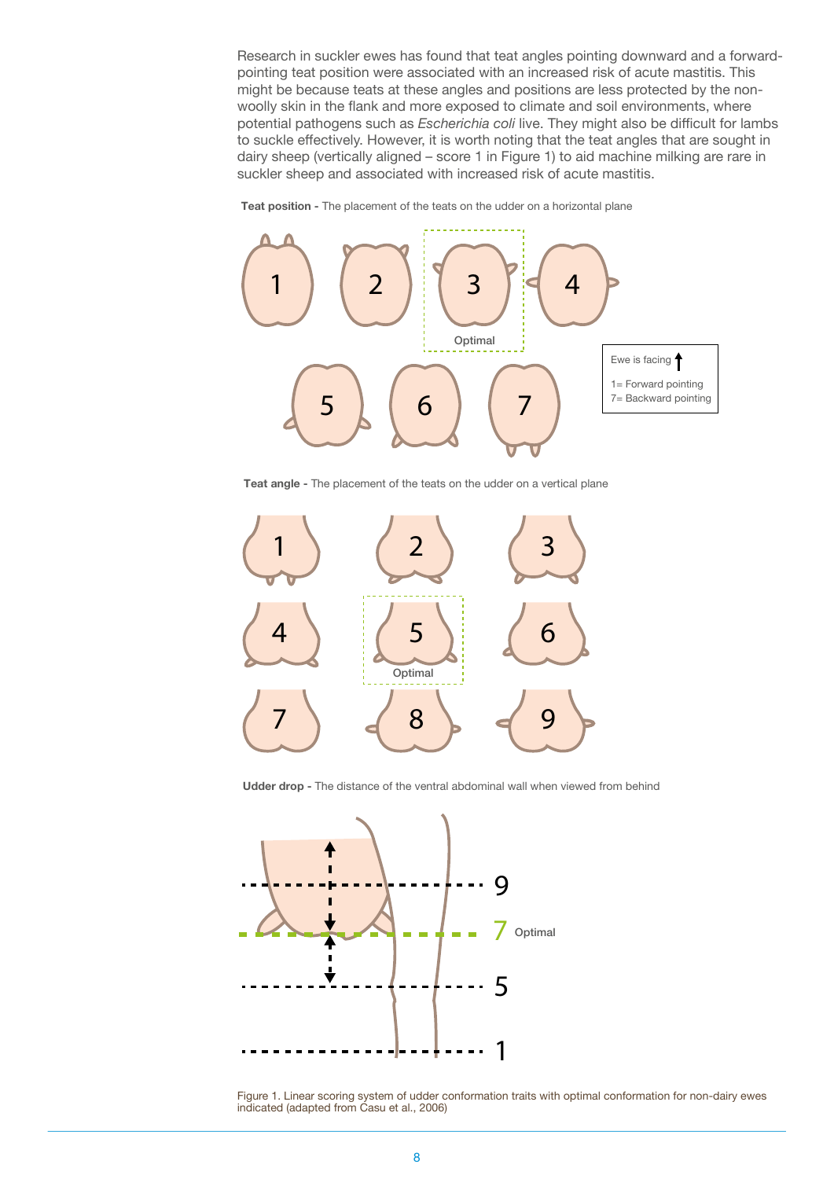Research in suckler ewes has found that teat angles pointing downward and a forward-pointing teat position were associated with an increased risk of acute mastitis. This might be because teats at these angles and positions are less protected by the non-woolly skin in the flank and more exposed to climate and soil environments, where potential pathogens such as *Escherichia coli* live. They might also be difficult for lambs to suckle effectively. However, it is worth noting that the teat angles that are sought in dairy sheep (vertically aligned – score 1 in Figure 1) to aid machine milking are rare in suckler sheep and associated with increased risk of acute mastitis.

**Teat position -** The placement of the teats on the udder on a horizontal plane

1 2 3 4

Optimal

5 6 7

Ewe is facing ↑

1= Forward pointing
7= Backward pointing

**Teat angle -** The placement of the teats on the udder on a vertical plane

1 2 3

4 5 6

Optimal

7 8 9

**Udder drop -** The distance of the ventral abdominal wall when viewed from behind

9

7 Optimal

5

1

Figure 1. Linear scoring system of udder conformation traits with optimal conformation for non-dairy ewes indicated (adapted from Casu et al., 2006)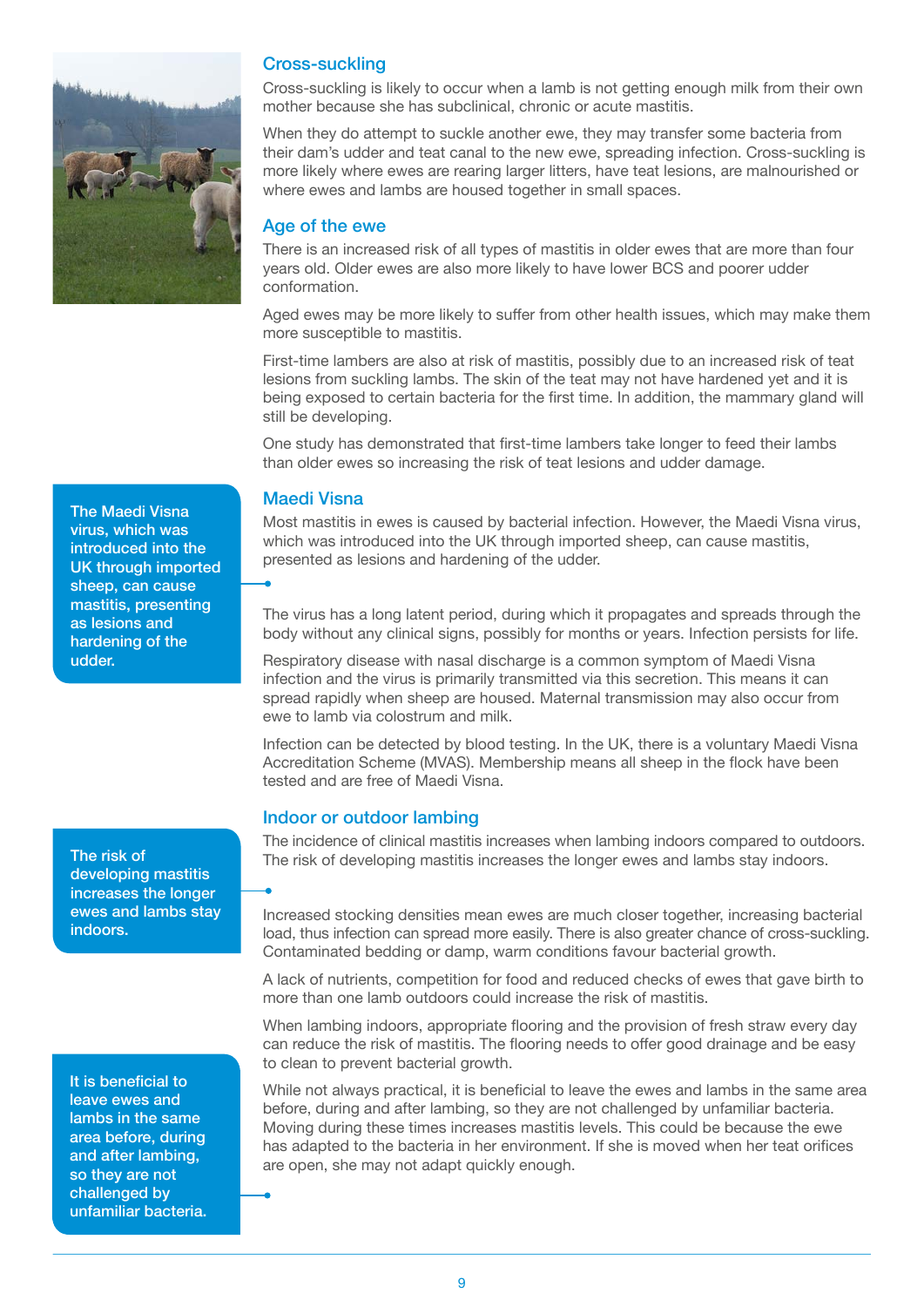## Cross-suckling

Cross-suckling is likely to occur when a lamb is not getting enough milk from their own mother because she has subclinical, chronic or acute mastitis.

When they do attempt to suckle another ewe, they may transfer some bacteria from their dam's udder and teat canal to the new ewe, spreading infection. Cross-suckling is more likely where ewes are rearing larger litters, have teat lesions, are malnourished or where ewes and lambs are housed together in small spaces.

## Age of the ewe

There is an increased risk of all types of mastitis in older ewes that are more than four years old. Older ewes are also more likely to have lower BCS and poorer udder conformation.

Aged ewes may be more likely to suffer from other health issues, which may make them more susceptible to mastitis.

First-time lambers are also at risk of mastitis, possibly due to an increased risk of teat lesions from suckling lambs. The skin of the teat may not have hardened yet and it is being exposed to certain bacteria for the first time. In addition, the mammary gland will still be developing.

One study has demonstrated that first-time lambers take longer to feed their lambs than older ewes so increasing the risk of teat lesions and udder damage.

## Maedi Visna

> The Maedi Visna virus, which was introduced into the UK through imported sheep, can cause mastitis, presenting as lesions and hardening of the udder.

Most mastitis in ewes is caused by bacterial infection. However, the Maedi Visna virus, which was introduced into the UK through imported sheep, can cause mastitis, presented as lesions and hardening of the udder.

The virus has a long latent period, during which it propagates and spreads through the body without any clinical signs, possibly for months or years. Infection persists for life.

Respiratory disease with nasal discharge is a common symptom of Maedi Visna infection and the virus is primarily transmitted via this secretion. This means it can spread rapidly when sheep are housed. Maternal transmission may also occur from ewe to lamb via colostrum and milk.

Infection can be detected by blood testing. In the UK, there is a voluntary Maedi Visna Accreditation Scheme (MVAS). Membership means all sheep in the flock have been tested and are free of Maedi Visna.

## Indoor or outdoor lambing

> The risk of developing mastitis increases the longer ewes and lambs stay indoors.

The incidence of clinical mastitis increases when lambing indoors compared to outdoors. The risk of developing mastitis increases the longer ewes and lambs stay indoors.

Increased stocking densities mean ewes are much closer together, increasing bacterial load, thus infection can spread more easily. There is also greater chance of cross-suckling. Contaminated bedding or damp, warm conditions favour bacterial growth.

A lack of nutrients, competition for food and reduced checks of ewes that gave birth to more than one lamb outdoors could increase the risk of mastitis.

When lambing indoors, appropriate flooring and the provision of fresh straw every day can reduce the risk of mastitis. The flooring needs to offer good drainage and be easy to clean to prevent bacterial growth.

> It is beneficial to leave ewes and lambs in the same area before, during and after lambing, so they are not challenged by unfamiliar bacteria.

While not always practical, it is beneficial to leave the ewes and lambs in the same area before, during and after lambing, so they are not challenged by unfamiliar bacteria. Moving during these times increases mastitis levels. This could be because the ewe has adapted to the bacteria in her environment. If she is moved when her teat orifices are open, she may not adapt quickly enough.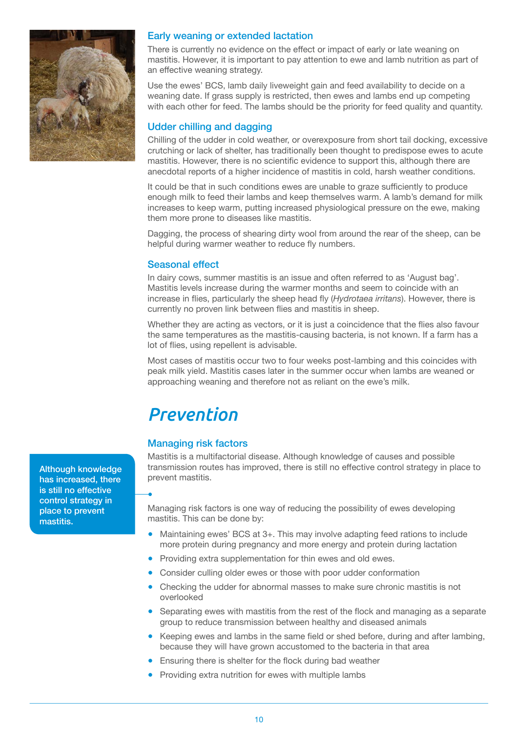### Early weaning or extended lactation

There is currently no evidence on the effect or impact of early or late weaning on mastitis. However, it is important to pay attention to ewe and lamb nutrition as part of an effective weaning strategy.

Use the ewes' BCS, lamb daily liveweight gain and feed availability to decide on a weaning date. If grass supply is restricted, then ewes and lambs end up competing with each other for feed. The lambs should be the priority for feed quality and quantity.

### Udder chilling and dagging

Chilling of the udder in cold weather, or overexposure from short tail docking, excessive crutching or lack of shelter, has traditionally been thought to predispose ewes to acute mastitis. However, there is no scientific evidence to support this, although there are anecdotal reports of a higher incidence of mastitis in cold, harsh weather conditions.

It could be that in such conditions ewes are unable to graze sufficiently to produce enough milk to feed their lambs and keep themselves warm. A lamb's demand for milk increases to keep warm, putting increased physiological pressure on the ewe, making them more prone to diseases like mastitis.

Dagging, the process of shearing dirty wool from around the rear of the sheep, can be helpful during warmer weather to reduce fly numbers.

### Seasonal effect

In dairy cows, summer mastitis is an issue and often referred to as 'August bag'. Mastitis levels increase during the warmer months and seem to coincide with an increase in flies, particularly the sheep head fly (*Hydrotaea irritans*). However, there is currently no proven link between flies and mastitis in sheep.

Whether they are acting as vectors, or it is just a coincidence that the flies also favour the same temperatures as the mastitis-causing bacteria, is not known. If a farm has a lot of flies, using repellent is advisable.

Most cases of mastitis occur two to four weeks post-lambing and this coincides with peak milk yield. Mastitis cases later in the summer occur when lambs are weaned or approaching weaning and therefore not as reliant on the ewe's milk.

## Prevention

### Managing risk factors

Mastitis is a multifactorial disease. Although knowledge of causes and possible transmission routes has improved, there is still no effective control strategy in place to prevent mastitis.

**Although knowledge has increased, there is still no effective control strategy in place to prevent mastitis.**

Managing risk factors is one way of reducing the possibility of ewes developing mastitis. This can be done by:

- Maintaining ewes' BCS at 3+. This may involve adapting feed rations to include more protein during pregnancy and more energy and protein during lactation
- Providing extra supplementation for thin ewes and old ewes.
- Consider culling older ewes or those with poor udder conformation
- Checking the udder for abnormal masses to make sure chronic mastitis is not overlooked
- Separating ewes with mastitis from the rest of the flock and managing as a separate group to reduce transmission between healthy and diseased animals
- Keeping ewes and lambs in the same field or shed before, during and after lambing, because they will have grown accustomed to the bacteria in that area
- Ensuring there is shelter for the flock during bad weather
- Providing extra nutrition for ewes with multiple lambs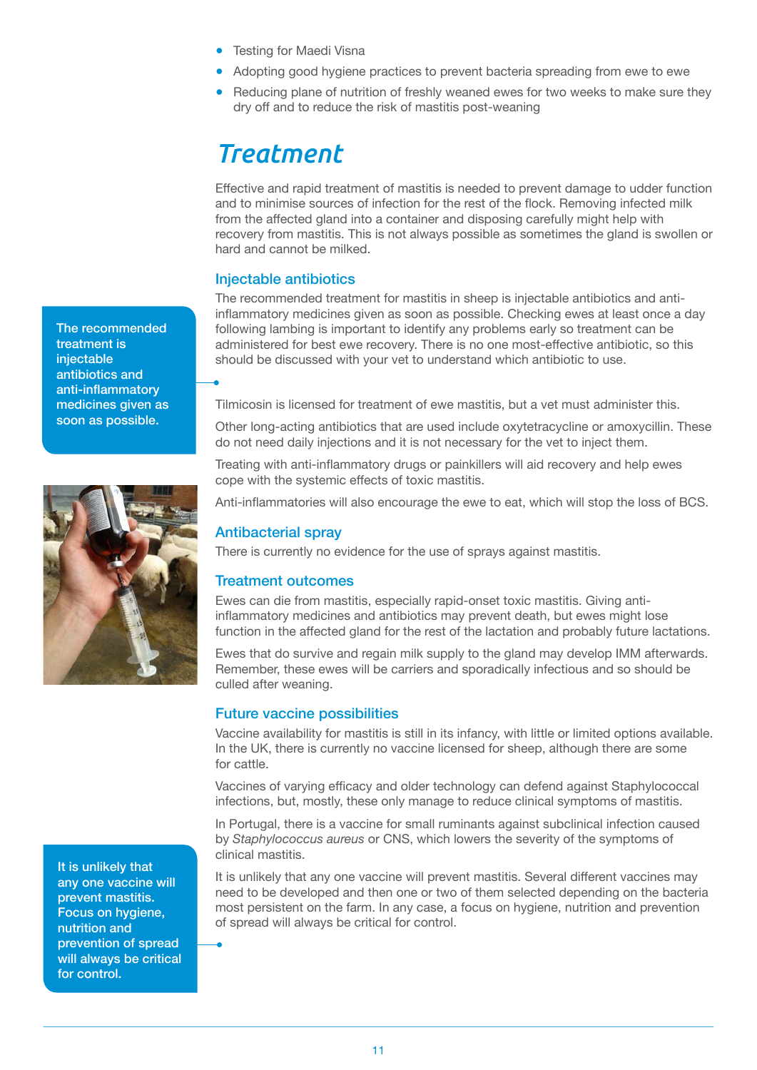- Testing for Maedi Visna
- Adopting good hygiene practices to prevent bacteria spreading from ewe to ewe
- Reducing plane of nutrition of freshly weaned ewes for two weeks to make sure they dry off and to reduce the risk of mastitis post-weaning

# Treatment

Effective and rapid treatment of mastitis is needed to prevent damage to udder function and to minimise sources of infection for the rest of the flock. Removing infected milk from the affected gland into a container and disposing carefully might help with recovery from mastitis. This is not always possible as sometimes the gland is swollen or hard and cannot be milked.

## Injectable antibiotics

The recommended treatment for mastitis in sheep is injectable antibiotics and anti-inflammatory medicines given as soon as possible. Checking ewes at least once a day following lambing is important to identify any problems early so treatment can be administered for best ewe recovery. There is no one most-effective antibiotic, so this should be discussed with your vet to understand which antibiotic to use.

> The recommended treatment is injectable antibiotics and anti-inflammatory medicines given as soon as possible.

Tilmicosin is licensed for treatment of ewe mastitis, but a vet must administer this.

Other long-acting antibiotics that are used include oxytetracycline or amoxycillin. These do not need daily injections and it is not necessary for the vet to inject them.

Treating with anti-inflammatory drugs or painkillers will aid recovery and help ewes cope with the systemic effects of toxic mastitis.

Anti-inflammatories will also encourage the ewe to eat, which will stop the loss of BCS.

## Antibacterial spray

There is currently no evidence for the use of sprays against mastitis.

## Treatment outcomes

Ewes can die from mastitis, especially rapid-onset toxic mastitis. Giving anti-inflammatory medicines and antibiotics may prevent death, but ewes might lose function in the affected gland for the rest of the lactation and probably future lactations.

Ewes that do survive and regain milk supply to the gland may develop IMM afterwards. Remember, these ewes will be carriers and sporadically infectious and so should be culled after weaning.

## Future vaccine possibilities

Vaccine availability for mastitis is still in its infancy, with little or limited options available. In the UK, there is currently no vaccine licensed for sheep, although there are some for cattle.

Vaccines of varying efficacy and older technology can defend against Staphylococcal infections, but, mostly, these only manage to reduce clinical symptoms of mastitis.

In Portugal, there is a vaccine for small ruminants against subclinical infection caused by *Staphylococcus aureus* or CNS, which lowers the severity of the symptoms of clinical mastitis.

It is unlikely that any one vaccine will prevent mastitis. Several different vaccines may need to be developed and then one or two of them selected depending on the bacteria most persistent on the farm. In any case, a focus on hygiene, nutrition and prevention of spread will always be critical for control.

> It is unlikely that any one vaccine will prevent mastitis. Focus on hygiene, nutrition and prevention of spread will always be critical for control.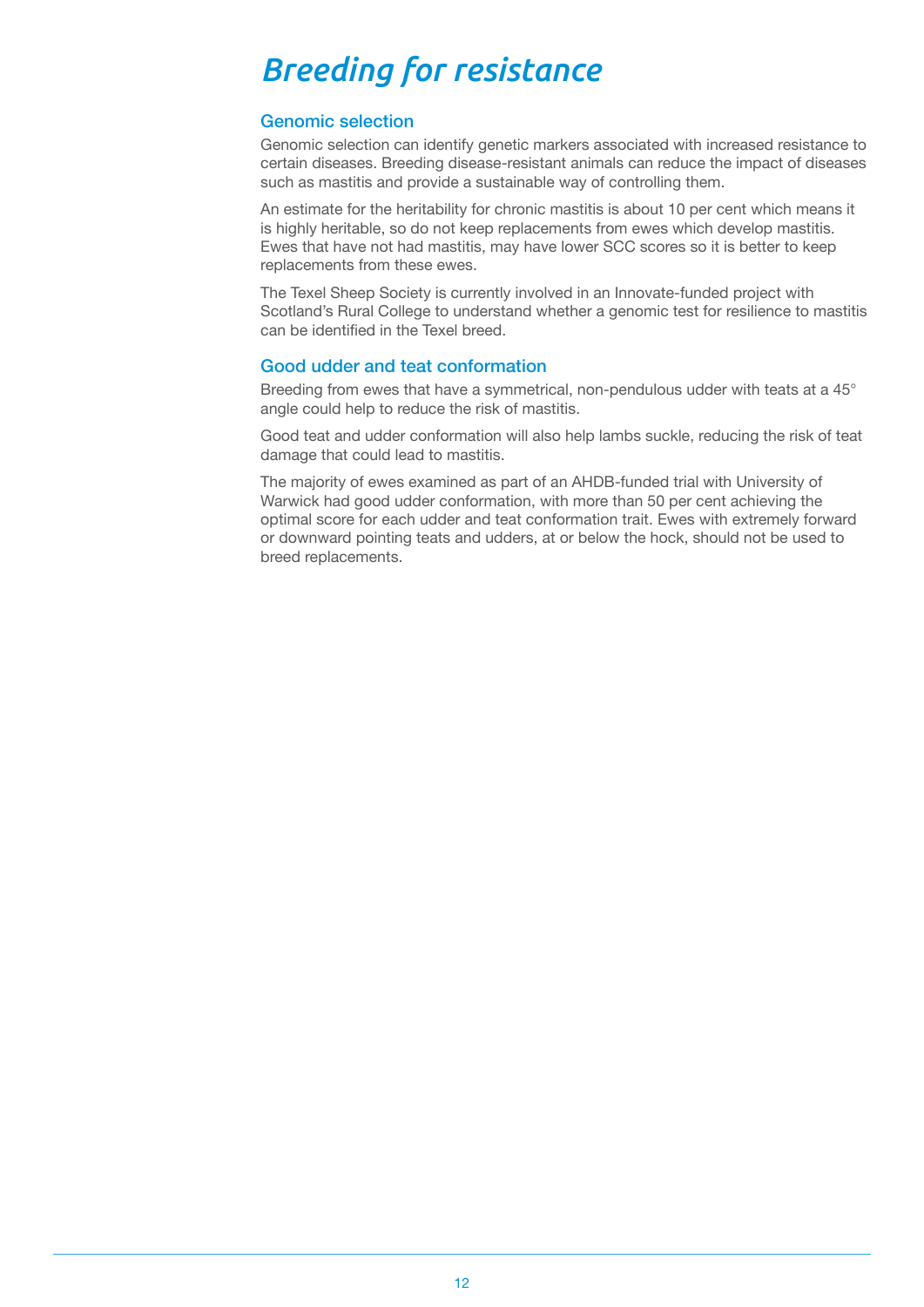# *Breeding for resistance*

## Genomic selection

Genomic selection can identify genetic markers associated with increased resistance to certain diseases. Breeding disease-resistant animals can reduce the impact of diseases such as mastitis and provide a sustainable way of controlling them.

An estimate for the heritability for chronic mastitis is about 10 per cent which means it is highly heritable, so do not keep replacements from ewes which develop mastitis. Ewes that have not had mastitis, may have lower SCC scores so it is better to keep replacements from these ewes.

The Texel Sheep Society is currently involved in an Innovate-funded project with Scotland's Rural College to understand whether a genomic test for resilience to mastitis can be identified in the Texel breed.

## Good udder and teat conformation

Breeding from ewes that have a symmetrical, non-pendulous udder with teats at a 45° angle could help to reduce the risk of mastitis.

Good teat and udder conformation will also help lambs suckle, reducing the risk of teat damage that could lead to mastitis.

The majority of ewes examined as part of an AHDB-funded trial with University of Warwick had good udder conformation, with more than 50 per cent achieving the optimal score for each udder and teat conformation trait. Ewes with extremely forward or downward pointing teats and udders, at or below the hock, should not be used to breed replacements.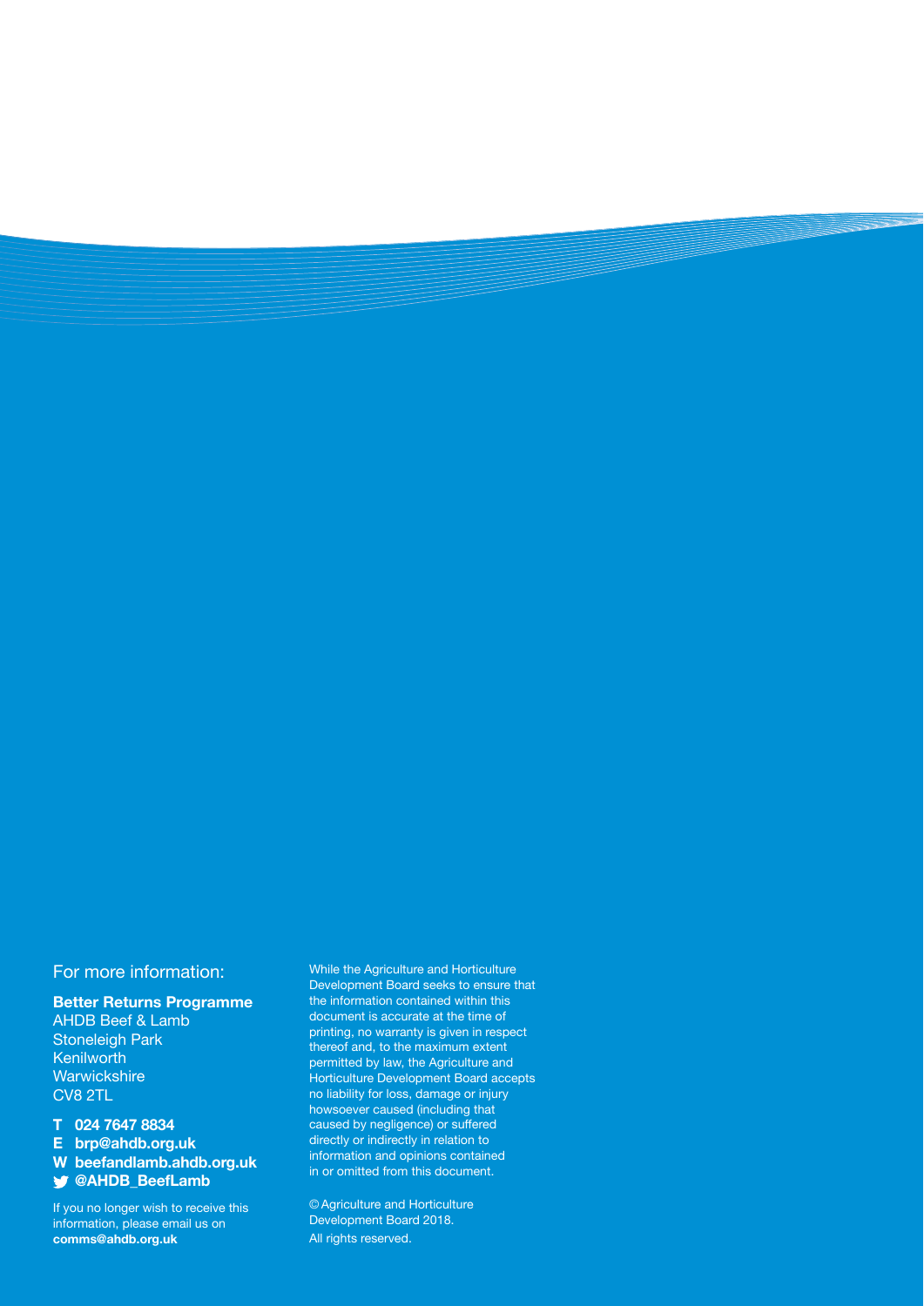For more information:

**Better Returns Programme**
AHDB Beef & Lamb
Stoneleigh Park
Kenilworth
Warwickshire
CV8 2TL

**T 024 7647 8834**
**E brp@ahdb.org.uk**
**W beefandlamb.ahdb.org.uk**
**@AHDB_BeefLamb**

If you no longer wish to receive this information, please email us on **comms@ahdb.org.uk**

While the Agriculture and Horticulture Development Board seeks to ensure that the information contained within this document is accurate at the time of printing, no warranty is given in respect thereof and, to the maximum extent permitted by law, the Agriculture and Horticulture Development Board accepts no liability for loss, damage or injury howsoever caused (including that caused by negligence) or suffered directly or indirectly in relation to information and opinions contained in or omitted from this document.

© Agriculture and Horticulture Development Board 2018.
All rights reserved.